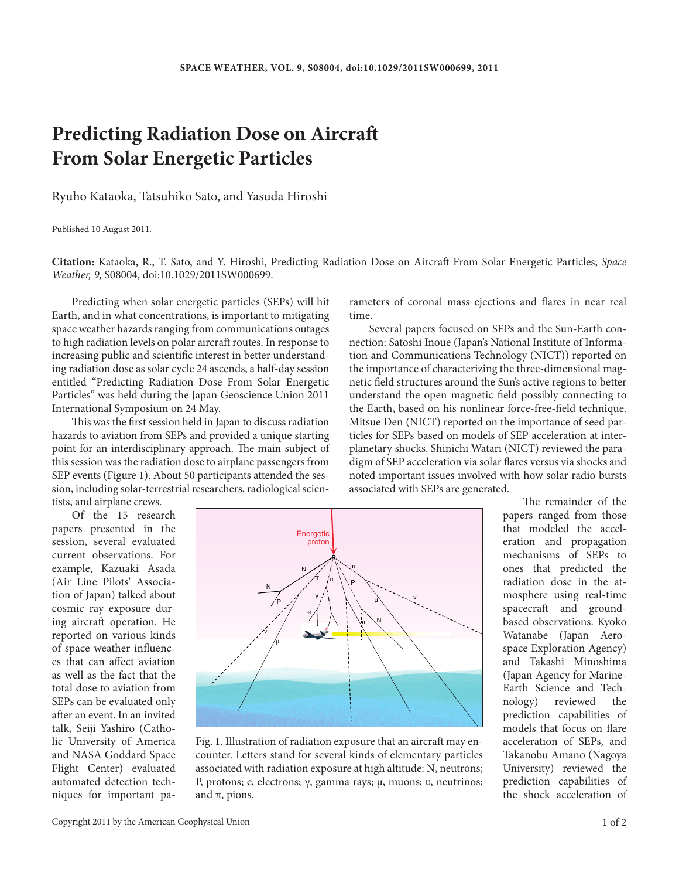# Predicting Radiation Dose on Aircraft From Solar Energetic Particles

Ryuho Kataoka, Tatsuhiko Sato, and Yasuda Hiroshi

Published 10 August 2011.

**Citation:** Kataoka, R., T. Sato, and Y. Hiroshi, Predicting Radiation Dose on Aircraft From Solar Energetic Particles, *Space Weather, 9,* S08004, doi:10.1029/2011SW000699.

Predicting when solar energetic particles (SEPs) will hit Earth, and in what concentrations, is important to mitigating space weather hazards ranging from communications outages to high radiation levels on polar aircraft routes. In response to increasing public and scientific interest in better understanding radiation dose as solar cycle 24 ascends, a half-day session entitled "Predicting Radiation Dose From Solar Energetic Particles" was held during the Japan Geoscience Union 2011 International Symposium on 24 May.

This was the first session held in Japan to discuss radiation hazards to aviation from SEPs and provided a unique starting point for an interdisciplinary approach. The main subject of this session was the radiation dose to airplane passengers from SEP events (Figure 1). About 50 participants attended the session, including solar-terrestrial researchers, radiological scientists, and airplane crews.

Of the 15 research papers presented in the session, several evaluated current observations. For example, Kazuaki Asada (Air Line Pilots' Association of Japan) talked about cosmic ray exposure during aircraft operation. He reported on various kinds of space weather influences that can affect aviation as well as the fact that the total dose to aviation from SEPs can be evaluated only after an event. In an invited talk, Seiji Yashiro (Catholic University of America and NASA Goddard Space Flight Center) evaluated automated detection techniques for important parameters of coronal mass ejections and flares in near real time.

Several papers focused on SEPs and the Sun-Earth connection: Satoshi Inoue (Japan's National Institute of Information and Communications Technology (NICT)) reported on the importance of characterizing the three-dimensional magnetic field structures around the Sun's active regions to better understand the open magnetic field possibly connecting to the Earth, based on his nonlinear force-free-field technique. Mitsue Den (NICT) reported on the importance of seed particles for SEPs based on models of SEP acceleration at interplanetary shocks. Shinichi Watari (NICT) reviewed the paradigm of SEP acceleration via solar flares versus via shocks and noted important issues involved with how solar radio bursts associated with SEPs are generated.

Fig. 1. Illustration of radiation exposure that an aircraft may encounter. Letters stand for several kinds of elementary particles associated with radiation exposure at high altitude: N, neutrons; P, protons; e, electrons; γ, gamma rays; μ, muons; υ, neutrinos; and π, pions.

The remainder of the papers ranged from those that modeled the acceleration and propagation mechanisms of SEPs to ones that predicted the radiation dose in the atmosphere using real-time spacecraft and ground-based observations. Kyoko Watanabe (Japan Aerospace Exploration Agency) and Takashi Minoshima (Japan Agency for Marine-Earth Science and Technology) reviewed the prediction capabilities of models that focus on flare acceleration of SEPs, and Takanobu Amano (Nagoya University) reviewed the prediction capabilities of the shock acceleration of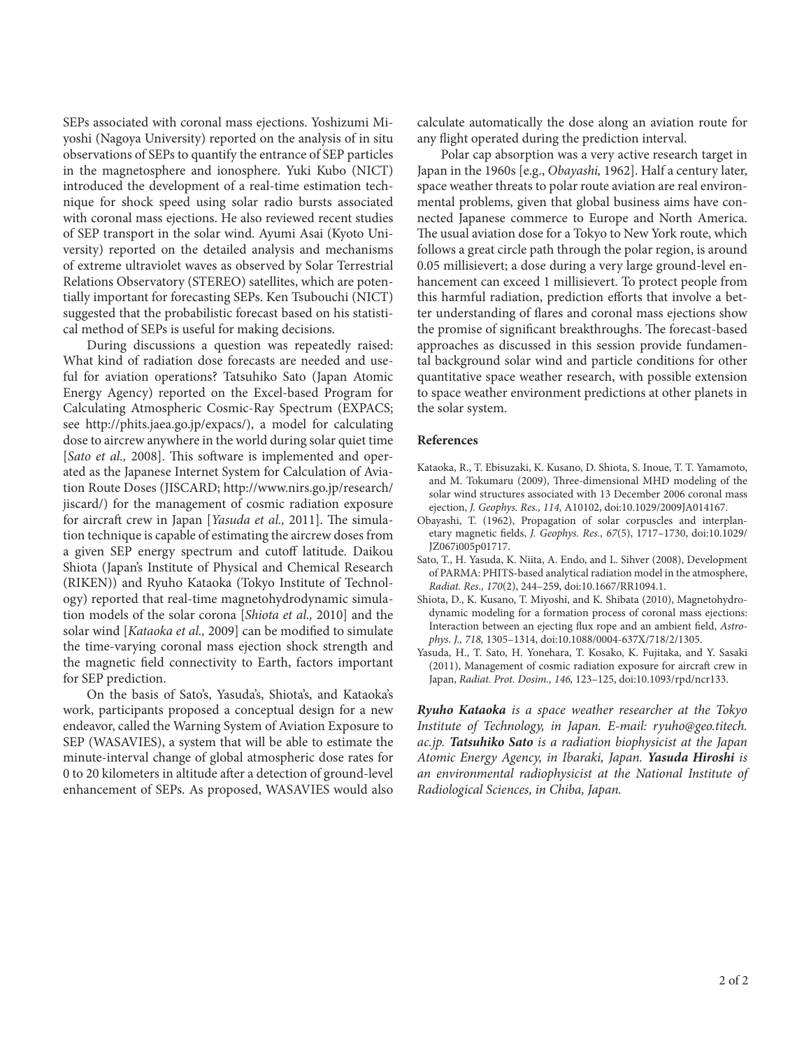SEPs associated with coronal mass ejections. Yoshizumi Miyoshi (Nagoya University) reported on the analysis of in situ observations of SEPs to quantify the entrance of SEP particles in the magnetosphere and ionosphere. Yuki Kubo (NICT) introduced the development of a real-time estimation technique for shock speed using solar radio bursts associated with coronal mass ejections. He also reviewed recent studies of SEP transport in the solar wind. Ayumi Asai (Kyoto University) reported on the detailed analysis and mechanisms of extreme ultraviolet waves as observed by Solar Terrestrial Relations Observatory (STEREO) satellites, which are potentially important for forecasting SEPs. Ken Tsubouchi (NICT) suggested that the probabilistic forecast based on his statistical method of SEPs is useful for making decisions.

During discussions a question was repeatedly raised: What kind of radiation dose forecasts are needed and useful for aviation operations? Tatsuhiko Sato (Japan Atomic Energy Agency) reported on the Excel-based Program for Calculating Atmospheric Cosmic-Ray Spectrum (EXPACS; see http://phits.jaea.go.jp/expacs/), a model for calculating dose to aircrew anywhere in the world during solar quiet time [*Sato et al.,* 2008]. This software is implemented and operated as the Japanese Internet System for Calculation of Aviation Route Doses (JISCARD; http://www.nirs.go.jp/research/jiscard/) for the management of cosmic radiation exposure for aircraft crew in Japan [*Yasuda et al.,* 2011]. The simulation technique is capable of estimating the aircrew doses from a given SEP energy spectrum and cutoff latitude. Daikou Shiota (Japan's Institute of Physical and Chemical Research (RIKEN)) and Ryuho Kataoka (Tokyo Institute of Technology) reported that real-time magnetohydrodynamic simulation models of the solar corona [*Shiota et al.,* 2010] and the solar wind [*Kataoka et al.,* 2009] can be modified to simulate the time-varying coronal mass ejection shock strength and the magnetic field connectivity to Earth, factors important for SEP prediction.

On the basis of Sato's, Yasuda's, Shiota's, and Kataoka's work, participants proposed a conceptual design for a new endeavor, called the Warning System of Aviation Exposure to SEP (WASAVIES), a system that will be able to estimate the minute-interval change of global atmospheric dose rates for 0 to 20 kilometers in altitude after a detection of ground-level enhancement of SEPs. As proposed, WASAVIES would also calculate automatically the dose along an aviation route for any flight operated during the prediction interval.

Polar cap absorption was a very active research target in Japan in the 1960s [e.g., *Obayashi,* 1962]. Half a century later, space weather threats to polar route aviation are real environmental problems, given that global business aims have connected Japanese commerce to Europe and North America. The usual aviation dose for a Tokyo to New York route, which follows a great circle path through the polar region, is around 0.05 millisievert; a dose during a very large ground-level enhancement can exceed 1 millisievert. To protect people from this harmful radiation, prediction efforts that involve a better understanding of flares and coronal mass ejections show the promise of significant breakthroughs. The forecast-based approaches as discussed in this session provide fundamental background solar wind and particle conditions for other quantitative space weather research, with possible extension to space weather environment predictions at other planets in the solar system.

## References

Kataoka, R., T. Ebisuzaki, K. Kusano, D. Shiota, S. Inoue, T. T. Yamamoto, and M. Tokumaru (2009), Three-dimensional MHD modeling of the solar wind structures associated with 13 December 2006 coronal mass ejection, *J. Geophys. Res., 114,* A10102, doi:10.1029/2009JA014167.

Obayashi, T. (1962), Propagation of solar corpuscles and interplanetary magnetic fields, *J. Geophys. Res., 67*(5), 1717–1730, doi:10.1029/JZ067i005p01717.

Sato, T., H. Yasuda, K. Niita, A. Endo, and L. Sihver (2008), Development of PARMA: PHITS-based analytical radiation model in the atmosphere, *Radiat. Res., 170*(2), 244–259, doi:10.1667/RR1094.1.

Shiota, D., K. Kusano, T. Miyoshi, and K. Shibata (2010), Magnetohydrodynamic modeling for a formation process of coronal mass ejections: Interaction between an ejecting flux rope and an ambient field, *Astrophys. J., 718,* 1305–1314, doi:10.1088/0004-637X/718/2/1305.

Yasuda, H., T. Sato, H. Yonehara, T. Kosako, K. Fujitaka, and Y. Sasaki (2011), Management of cosmic radiation exposure for aircraft crew in Japan, *Radiat. Prot. Dosim., 146,* 123–125, doi:10.1093/rpd/ncr133.

***Ryuho Kataoka*** *is a space weather researcher at the Tokyo Institute of Technology, in Japan. E-mail: ryuho@geo.titech.ac.jp.* ***Tatsuhiko Sato*** *is a radiation biophysicist at the Japan Atomic Energy Agency, in Ibaraki, Japan.* ***Yasuda Hiroshi*** *is an environmental radiophysicist at the National Institute of Radiological Sciences, in Chiba, Japan.*